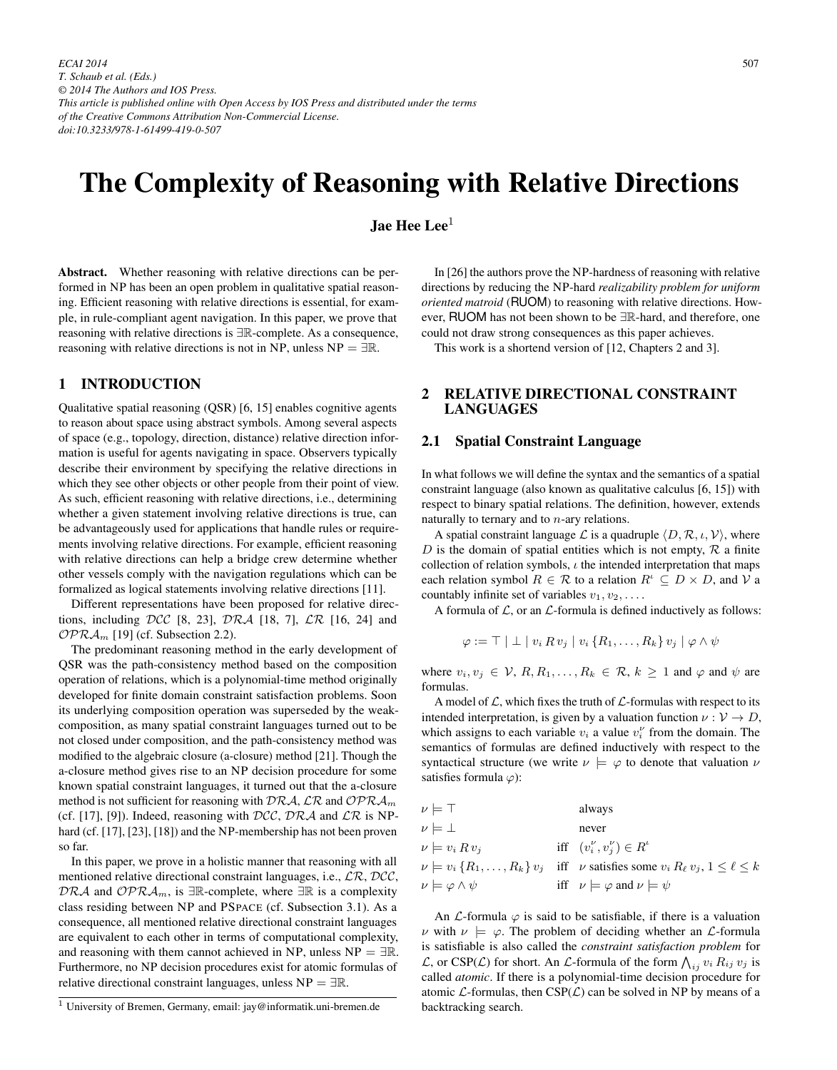# The Complexity of Reasoning with Relative Directions

**Jae Hee Lee**[1]

**Abstract.** Whether reasoning with relative directions can be performed in NP has been an open problem in qualitative spatial reasoning. Efficient reasoning with relative directions is essential, for example, in rule-compliant agent navigation. In this paper, we prove that reasoning with relative directions is $\exists\mathbb{R}$-complete. As a consequence, reasoning with relative directions is not in NP, unless NP $= \exists\mathbb{R}$.

## 1 INTRODUCTION

Qualitative spatial reasoning (QSR) [6, 15] enables cognitive agents to reason about space using abstract symbols. Among several aspects of space (e.g., topology, direction, distance) relative direction information is useful for agents navigating in space. Observers typically describe their environment by specifying the relative directions in which they see other objects or other people from their point of view. As such, efficient reasoning with relative directions, i.e., determining whether a given statement involving relative directions is true, can be advantageously used for applications that handle rules or requirements involving relative directions. For example, efficient reasoning with relative directions can help a bridge crew determine whether other vessels comply with the navigation regulations which can be formalized as logical statements involving relative directions [11].

Different representations have been proposed for relative directions, including $\mathcal{DCC}$ [8, 23], $\mathcal{DRA}$ [18, 7], $\mathcal{LR}$ [16, 24] and $\mathcal{OPRA}_m$ [19] (cf. Subsection 2.2).

The predominant reasoning method in the early development of QSR was the path-consistency method based on the composition operation of relations, which is a polynomial-time method originally developed for finite domain constraint satisfaction problems. Soon its underlying composition operation was superseded by the weak-composition, as many spatial constraint languages turned out to be not closed under composition, and the path-consistency method was modified to the algebraic closure (a-closure) method [21]. Though the a-closure method gives rise to an NP decision procedure for some known spatial constraint languages, it turned out that the a-closure method is not sufficient for reasoning with $\mathcal{DRA}$, $\mathcal{LR}$ and $\mathcal{OPRA}_m$ (cf. [17], [9]). Indeed, reasoning with $\mathcal{DCC}$, $\mathcal{DRA}$ and $\mathcal{LR}$ is NP-hard (cf. [17], [23], [18]) and the NP-membership has not been proven so far.

In this paper, we prove in a holistic manner that reasoning with all mentioned relative directional constraint languages, i.e., $\mathcal{LR}$, $\mathcal{DCC}$, $\mathcal{DRA}$ and $\mathcal{OPRA}_m$, is $\exists\mathbb{R}$-complete, where $\exists\mathbb{R}$ is a complexity class residing between NP and PSPACE (cf. Subsection 3.1). As a consequence, all mentioned relative directional constraint languages are equivalent to each other in terms of computational complexity, and reasoning with them cannot achieved in NP, unless NP $= \exists\mathbb{R}$. Furthermore, no NP decision procedures exist for atomic formulas of relative directional constraint languages, unless NP $= \exists\mathbb{R}$.

[1] University of Bremen, Germany, email: jay@informatik.uni-bremen.de

In [26] the authors prove the NP-hardness of reasoning with relative directions by reducing the NP-hard *realizability problem for uniform oriented matroid* (RUOM) to reasoning with relative directions. However, RUOM has not been shown to be $\exists\mathbb{R}$-hard, and therefore, one could not draw strong consequences as this paper achieves.

This work is a shortend version of [12, Chapters 2 and 3].

## 2 RELATIVE DIRECTIONAL CONSTRAINT LANGUAGES

### 2.1 Spatial Constraint Language

In what follows we will define the syntax and the semantics of a spatial constraint language (also known as qualitative calculus [6, 15]) with respect to binary spatial relations. The definition, however, extends naturally to ternary and to $n$-ary relations.

A spatial constraint language $\mathcal{L}$ is a quadruple $\langle D, \mathcal{R}, \iota, \mathcal{V}\rangle$, where $D$ is the domain of spatial entities which is not empty, $\mathcal{R}$ a finite collection of relation symbols, $\iota$ the intended interpretation that maps each relation symbol $R \in \mathcal{R}$ to a relation $R^\iota \subseteq D \times D$, and $\mathcal{V}$ a countably infinite set of variables $v_1, v_2, \ldots$.

A formula of $\mathcal{L}$, or an $\mathcal{L}$-formula is defined inductively as follows:

$$\varphi := \top \mid \bot \mid v_i\, R\, v_j \mid v_i\, \{R_1, \ldots, R_k\}\, v_j \mid \varphi \wedge \psi$$

where $v_i, v_j \in \mathcal{V}$, $R, R_1, \ldots, R_k \in \mathcal{R}$, $k \geq 1$ and $\varphi$ and $\psi$ are formulas.

A model of $\mathcal{L}$, which fixes the truth of $\mathcal{L}$-formulas with respect to its intended interpretation, is given by a valuation function $\nu : \mathcal{V} \to D$, which assigns to each variable $v_i$ a value $v_i^\nu$ from the domain. The semantics of formulas are defined inductively with respect to the syntactical structure (we write $\nu \models \varphi$ to denote that valuation $\nu$ satisfies formula $\varphi$):

| | | |
|---|---|---|
| $\nu \models \top$ | | always |
| $\nu \models \bot$ | | never |
| $\nu \models v_i\, R\, v_j$ | iff | $(v_i^\nu, v_j^\nu) \in R^\iota$ |
| $\nu \models v_i\, \{R_1, \ldots, R_k\}\, v_j$ | iff | $\nu$ satisfies some $v_i\, R_\ell\, v_j$, $1 \leq \ell \leq k$ |
| $\nu \models \varphi \wedge \psi$ | iff | $\nu \models \varphi$ and $\nu \models \psi$ |

An $\mathcal{L}$-formula $\varphi$ is said to be satisfiable, if there is a valuation $\nu$ with $\nu \models \varphi$. The problem of deciding whether an $\mathcal{L}$-formula is satisfiable is also called the *constraint satisfaction problem* for $\mathcal{L}$, or CSP($\mathcal{L}$) for short. An $\mathcal{L}$-formula of the form $\bigwedge_{ij} v_i\, R_{ij}\, v_j$ is called *atomic*. If there is a polynomial-time decision procedure for atomic $\mathcal{L}$-formulas, then CSP($\mathcal{L}$) can be solved in NP by means of a backtracking search.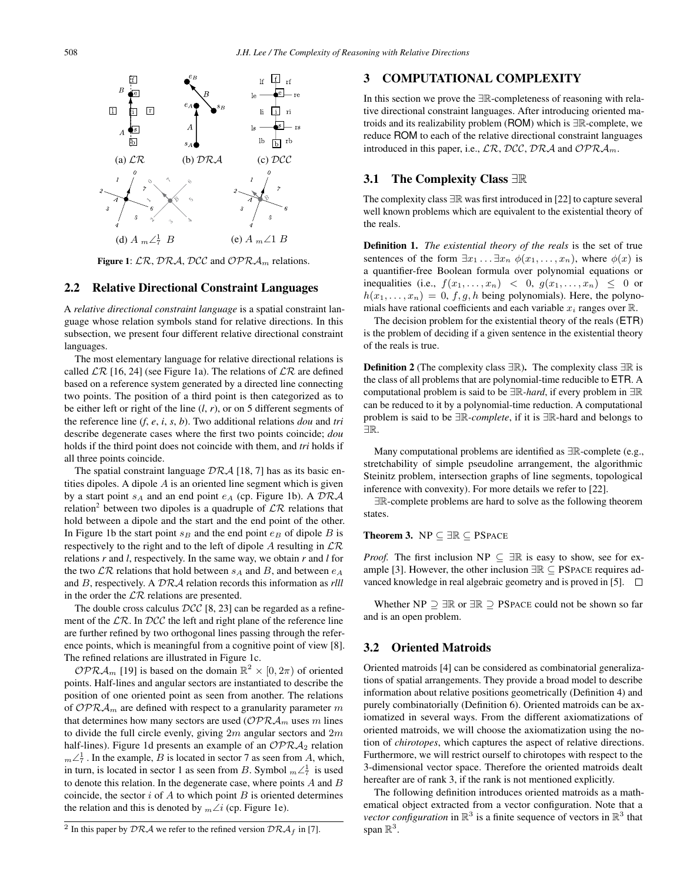Figure 1: $\mathcal{LR}$, $\mathcal{DRA}$, $\mathcal{DCC}$ and $\mathcal{OPRA}_m$ relations.

### 2.2 Relative Directional Constraint Languages

A *relative directional constraint language* is a spatial constraint language whose relation symbols stand for relative directions. In this subsection, we present four different relative directional constraint languages.

The most elementary language for relative directional relations is called $\mathcal{LR}$ [16, 24] (see Figure 1a). The relations of $\mathcal{LR}$ are defined based on a reference system generated by a directed line connecting two points. The position of a third point is then categorized as to be either left or right of the line (*l*, *r*), or on 5 different segments of the reference line (*f*, *e*, *i*, *s*, *b*). Two additional relations *dou* and *tri* describe degenerate cases where the first two points coincide; *dou* holds if the third point does not coincide with them, and *tri* holds if all three points coincide.

The spatial constraint language $\mathcal{DRA}$ [18, 7] has as its basic entities dipoles. A dipole $A$ is an oriented line segment which is given by a start point $s_A$ and an end point $e_A$ (cp. Figure 1b). A $\mathcal{DRA}$ relation[2] between two dipoles is a quadruple of $\mathcal{LR}$ relations that hold between a dipole and the start and the end point of the other. In Figure 1b the start point $s_B$ and the end point $e_B$ of dipole $B$ is respectively to the right and to the left of dipole $A$ resulting in $\mathcal{LR}$ relations *r* and *l*, respectively. In the same way, we obtain *r* and *l* for the two $\mathcal{LR}$ relations that hold between $s_A$ and $B$, and between $e_A$ and $B$, respectively. A $\mathcal{DRA}$ relation records this information as *rlll* in the order the $\mathcal{LR}$ relations are presented.

The double cross calculus $\mathcal{DCC}$ [8, 23] can be regarded as a refinement of the $\mathcal{LR}$. In $\mathcal{DCC}$ the left and right plane of the reference line are further refined by two orthogonal lines passing through the reference points, which is meaningful from a cognitive point of view [8]. The refined relations are illustrated in Figure 1c.

$\mathcal{OPRA}_m$ [19] is based on the domain $\mathbb{R}^2 \times [0, 2\pi)$ of oriented points. Half-lines and angular sectors are instantiated to describe the position of one oriented point as seen from another. The relations of $\mathcal{OPRA}_m$ are defined with respect to a granularity parameter $m$ that determines how many sectors are used ($\mathcal{OPRA}_m$ uses $m$ lines to divide the full circle evenly, giving $2m$ angular sectors and $2m$ half-lines). Figure 1d presents an example of an $\mathcal{OPRA}_2$ relation ${}_m\angle_7^1$. In the example, $B$ is located in sector 7 as seen from $A$, which, in turn, is located in sector 1 as seen from $B$. Symbol ${}_m\angle_7^1$ is used to denote this relation. In the degenerate case, where points $A$ and $B$ coincide, the sector $i$ of $A$ to which point $B$ is oriented determines the relation and this is denoted by ${}_m\angle i$ (cp. Figure 1e).

[2] In this paper by $\mathcal{DRA}$ we refer to the refined version $\mathcal{DRA}_f$ in [7].

## 3 COMPUTATIONAL COMPLEXITY

In this section we prove the $\exists\mathbb{R}$-completeness of reasoning with relative directional constraint languages. After introducing oriented matroids and its realizability problem (ROM) which is $\exists\mathbb{R}$-complete, we reduce ROM to each of the relative directional constraint languages introduced in this paper, i.e., $\mathcal{LR}$, $\mathcal{DCC}$, $\mathcal{DRA}$ and $\mathcal{OPRA}_m$.

### 3.1 The Complexity Class $\exists\mathbb{R}$

The complexity class $\exists\mathbb{R}$ was first introduced in [22] to capture several well known problems which are equivalent to the existential theory of the reals.

**Definition 1.** *The existential theory of the reals is the set of true sentences of the form $\exists x_1 \ldots \exists x_n\ \phi(x_1, \ldots, x_n)$, where $\phi(x)$ is a quantifier-free Boolean formula over polynomial equations or inequalities (i.e., $f(x_1, \ldots, x_n) < 0$, $g(x_1, \ldots, x_n) \leq 0$ or $h(x_1, \ldots, x_n) = 0$, $f, g, h$ being polynomials). Here, the polynomials have rational coefficients and each variable $x_i$ ranges over $\mathbb{R}$.*

The decision problem for the existential theory of the reals (ETR) is the problem of deciding if a given sentence in the existential theory of the reals is true.

**Definition 2** (The complexity class $\exists\mathbb{R}$)**.** *The complexity class $\exists\mathbb{R}$ is the class of all problems that are polynomial-time reducible to ETR. A computational problem is said to be $\exists\mathbb{R}$-hard, if every problem in $\exists\mathbb{R}$ can be reduced to it by a polynomial-time reduction. A computational problem is said to be $\exists\mathbb{R}$-complete, if it is $\exists\mathbb{R}$-hard and belongs to $\exists\mathbb{R}$.*

Many computational problems are identified as $\exists\mathbb{R}$-complete (e.g., stretchability of simple pseudoline arrangement, the algorithmic Steinitz problem, intersection graphs of line segments, topological inference with convexity). For more details we refer to [22].

$\exists\mathbb{R}$-complete problems are hard to solve as the following theorem states.

**Theorem 3.** NP $\subseteq \exists\mathbb{R} \subseteq$ PSPACE

*Proof.* The first inclusion NP $\subseteq \exists\mathbb{R}$ is easy to show, see for example [3]. However, the other inclusion $\exists\mathbb{R} \subseteq$ PSPACE requires advanced knowledge in real algebraic geometry and is proved in [5]. □

Whether NP $\supseteq \exists\mathbb{R}$ or $\exists\mathbb{R} \supseteq$ PSPACE could not be shown so far and is an open problem.

### 3.2 Oriented Matroids

Oriented matroids [4] can be considered as combinatorial generalizations of spatial arrangements. They provide a broad model to describe information about relative positions geometrically (Definition 4) and purely combinatorially (Definition 6). Oriented matroids can be axiomatized in several ways. From the different axiomatizations of oriented matroids, we will choose the axiomatization using the notion of *chirotopes*, which captures the aspect of relative directions. Furthermore, we will restrict ourself to chirotopes with respect to the 3-dimensional vector space. Therefore the oriented matroids dealt hereafter are of rank 3, if the rank is not mentioned explicitly.

The following definition introduces oriented matroids as a mathematical object extracted from a vector configuration. Note that a *vector configuration* in $\mathbb{R}^3$ is a finite sequence of vectors in $\mathbb{R}^3$ that span $\mathbb{R}^3$.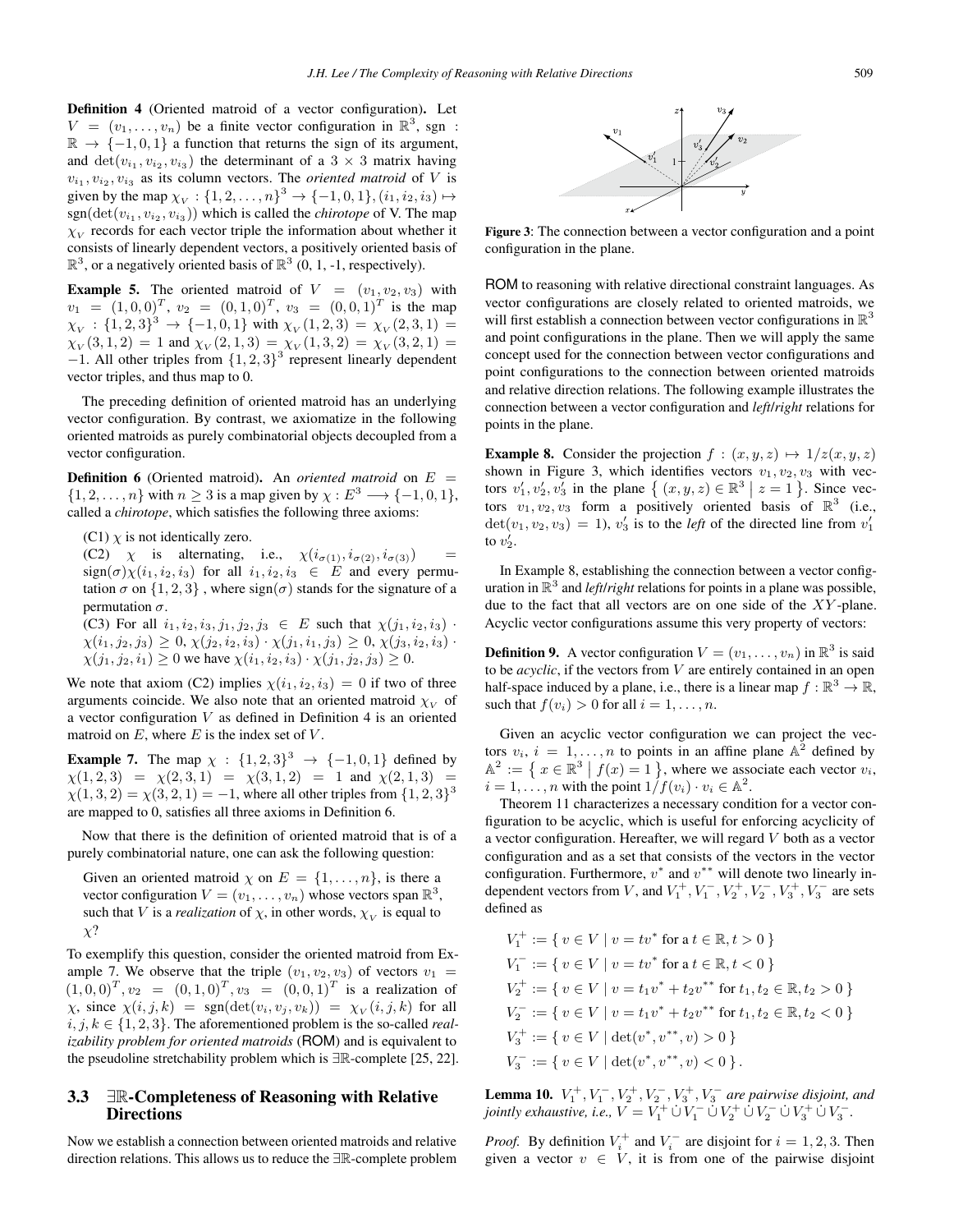**Definition 4** (Oriented matroid of a vector configuration)**.** Let $V = (v_1, \ldots, v_n)$ be a finite vector configuration in $\mathbb{R}^3$, sgn : $\mathbb{R} \to \{-1, 0, 1\}$ a function that returns the sign of its argument, and $\det(v_{i_1}, v_{i_2}, v_{i_3})$ the determinant of a $3 \times 3$ matrix having $v_{i_1}, v_{i_2}, v_{i_3}$ as its column vectors. The *oriented matroid* of $V$ is given by the map $\chi_V : \{1, 2, \ldots, n\}^3 \to \{-1, 0, 1\}, (i_1, i_2, i_3) \mapsto \text{sgn}(\det(v_{i_1}, v_{i_2}, v_{i_3}))$ which is called the *chirotope* of V. The map $\chi_V$ records for each vector triple the information about whether it consists of linearly dependent vectors, a positively oriented basis of $\mathbb{R}^3$, or a negatively oriented basis of $\mathbb{R}^3$ (0, 1, -1, respectively).

**Example 5.** The oriented matroid of $V = (v_1, v_2, v_3)$ with $v_1 = (1, 0, 0)^T$, $v_2 = (0, 1, 0)^T$, $v_3 = (0, 0, 1)^T$ is the map $\chi_V : \{1, 2, 3\}^3 \to \{-1, 0, 1\}$ with $\chi_V(1, 2, 3) = \chi_V(2, 3, 1) = \chi_V(3, 1, 2) = 1$ and $\chi_V(2, 1, 3) = \chi_V(1, 3, 2) = \chi_V(3, 2, 1) = -1$. All other triples from $\{1, 2, 3\}^3$ represent linearly dependent vector triples, and thus map to 0.

The preceding definition of oriented matroid has an underlying vector configuration. By contrast, we axiomatize in the following oriented matroids as purely combinatorial objects decoupled from a vector configuration.

**Definition 6** (Oriented matroid)**.** An *oriented matroid* on $E = \{1, 2, \ldots, n\}$ with $n \geq 3$ is a map given by $\chi : E^3 \longrightarrow \{-1, 0, 1\}$, called a *chirotope*, which satisfies the following three axioms:

(C1) $\chi$ is not identically zero.

(C2) $\chi$ is alternating, i.e., $\chi(i_{\sigma(1)}, i_{\sigma(2)}, i_{\sigma(3)}) = \text{sign}(\sigma)\chi(i_1, i_2, i_3)$ for all $i_1, i_2, i_3 \in E$ and every permutation $\sigma$ on $\{1, 2, 3\}$ , where $\text{sign}(\sigma)$ stands for the signature of a permutation $\sigma$.

(C3) For all $i_1, i_2, i_3, j_1, j_2, j_3 \in E$ such that $\chi(j_1, i_2, i_3) \cdot \chi(i_1, j_2, j_3) \geq 0$, $\chi(j_2, i_2, i_3) \cdot \chi(j_1, i_1, j_3) \geq 0$, $\chi(j_3, i_2, i_3) \cdot \chi(j_1, j_2, i_1) \geq 0$ we have $\chi(i_1, i_2, i_3) \cdot \chi(j_1, j_2, j_3) \geq 0$.

We note that axiom (C2) implies $\chi(i_1, i_2, i_3) = 0$ if two of three arguments coincide. We also note that an oriented matroid $\chi_V$ of a vector configuration $V$ as defined in Definition 4 is an oriented matroid on $E$, where $E$ is the index set of $V$.

**Example 7.** The map $\chi : \{1, 2, 3\}^3 \to \{-1, 0, 1\}$ defined by $\chi(1, 2, 3) = \chi(2, 3, 1) = \chi(3, 1, 2) = 1$ and $\chi(2, 1, 3) = \chi(1, 3, 2) = \chi(3, 2, 1) = -1$, where all other triples from $\{1, 2, 3\}^3$ are mapped to 0, satisfies all three axioms in Definition 6.

Now that there is the definition of oriented matroid that is of a purely combinatorial nature, one can ask the following question:

> Given an oriented matroid $\chi$ on $E = \{1, \ldots, n\}$, is there a vector configuration $V = (v_1, \ldots, v_n)$ whose vectors span $\mathbb{R}^3$, such that $V$ is a *realization* of $\chi$, in other words, $\chi_V$ is equal to $\chi$?

To exemplify this question, consider the oriented matroid from Example 7. We observe that the triple $(v_1, v_2, v_3)$ of vectors $v_1 = (1, 0, 0)^T, v_2 = (0, 1, 0)^T, v_3 = (0, 0, 1)^T$ is a realization of $\chi$, since $\chi(i, j, k) = \text{sgn}(\det(v_i, v_j, v_k)) = \chi_V(i, j, k)$ for all $i, j, k \in \{1, 2, 3\}$. The aforementioned problem is the so-called *realizability problem for oriented matroids* (ROM) and is equivalent to the pseudoline stretchability problem which is $\exists\mathbb{R}$-complete [25, 22].

### 3.3 $\exists\mathbb{R}$-Completeness of Reasoning with Relative Directions

Now we establish a connection between oriented matroids and relative direction relations. This allows us to reduce the $\exists\mathbb{R}$-complete problem ROM to reasoning with relative directional constraint languages. As vector configurations are closely related to oriented matroids, we will first establish a connection between vector configurations in $\mathbb{R}^3$ and point configurations in the plane. Then we will apply the same concept used for the connection between vector configurations and point configurations to the connection between oriented matroids and relative direction relations. The following example illustrates the connection between a vector configuration and *left*/*right* relations for points in the plane.

**Figure 3**: The connection between a vector configuration and a point configuration in the plane.

**Example 8.** Consider the projection $f : (x, y, z) \mapsto 1/z(x, y, z)$ shown in Figure 3, which identifies vectors $v_1, v_2, v_3$ with vectors $v'_1, v'_2, v'_3$ in the plane $\{ (x, y, z) \in \mathbb{R}^3 \mid z = 1 \}$. Since vectors $v_1, v_2, v_3$ form a positively oriented basis of $\mathbb{R}^3$ (i.e., $\det(v_1, v_2, v_3) = 1$), $v'_3$ is to the *left* of the directed line from $v'_1$ to $v'_2$.

In Example 8, establishing the connection between a vector configuration in $\mathbb{R}^3$ and *left*/*right* relations for points in a plane was possible, due to the fact that all vectors are on one side of the $XY$-plane. Acyclic vector configurations assume this very property of vectors:

**Definition 9.** A vector configuration $V = (v_1, \ldots, v_n)$ in $\mathbb{R}^3$ is said to be *acyclic*, if the vectors from $V$ are entirely contained in an open half-space induced by a plane, i.e., there is a linear map $f : \mathbb{R}^3 \to \mathbb{R}$, such that $f(v_i) > 0$ for all $i = 1, \ldots, n$.

Given an acyclic vector configuration we can project the vectors $v_i$, $i = 1, \ldots, n$ to points in an affine plane $\mathbb{A}^2$ defined by $\mathbb{A}^2 := \{ x \in \mathbb{R}^3 \mid f(x) = 1 \}$, where we associate each vector $v_i$, $i = 1, \ldots, n$ with the point $1/f(v_i) \cdot v_i \in \mathbb{A}^2$.

Theorem 11 characterizes a necessary condition for a vector configuration to be acyclic, which is useful for enforcing acyclicity of a vector configuration. Hereafter, we will regard $V$ both as a vector configuration and as a set that consists of the vectors in the vector configuration. Furthermore, $v^*$ and $v^{**}$ will denote two linearly independent vectors from $V$, and $V_1^+, V_1^-, V_2^+, V_2^-, V_3^+, V_3^-$ are sets defined as

$$
\begin{aligned}
V_1^+ &:= \{ v \in V \mid v = tv^* \text{ for a } t \in \mathbb{R}, t > 0 \} \\
V_1^- &:= \{ v \in V \mid v = tv^* \text{ for a } t \in \mathbb{R}, t < 0 \} \\
V_2^+ &:= \{ v \in V \mid v = t_1 v^* + t_2 v^{**} \text{ for } t_1, t_2 \in \mathbb{R}, t_2 > 0 \} \\
V_2^- &:= \{ v \in V \mid v = t_1 v^* + t_2 v^{**} \text{ for } t_1, t_2 \in \mathbb{R}, t_2 < 0 \} \\
V_3^+ &:= \{ v \in V \mid \det(v^*, v^{**}, v) > 0 \} \\
V_3^- &:= \{ v \in V \mid \det(v^*, v^{**}, v) < 0 \} .
\end{aligned}
$$

**Lemma 10.** *$V_1^+, V_1^-, V_2^+, V_2^-, V_3^+, V_3^-$ are pairwise disjoint, and jointly exhaustive, i.e., $V = V_1^+ \dot\cup V_1^- \dot\cup V_2^+ \dot\cup V_2^- \dot\cup V_3^+ \dot\cup V_3^-$.*

*Proof.* By definition $V_i^+$ and $V_i^-$ are disjoint for $i = 1, 2, 3$. Then given a vector $v \in V$, it is from one of the pairwise disjoint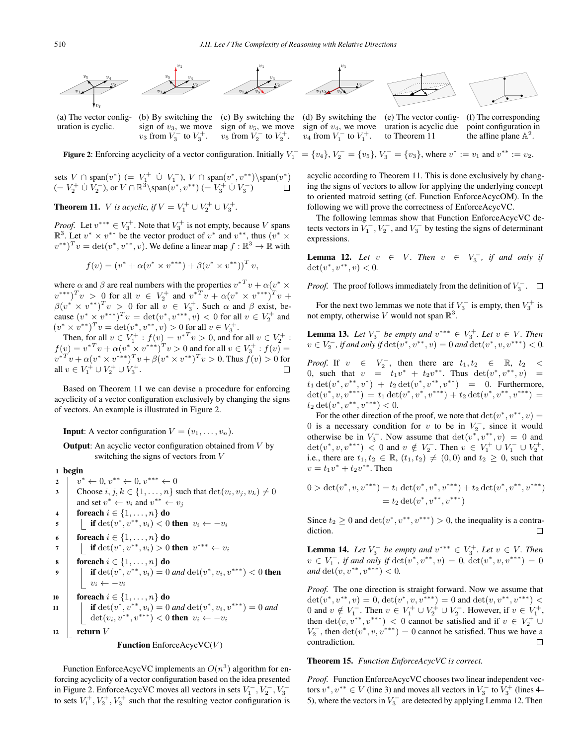(a) The vector configuration is cyclic.

(b) By switching the sign of $v_3$, we move $v_3$ from $V_3^-$ to $V_3^+$.

(c) By switching the sign of $v_5$, we move $v_5$ from $V_2^-$ to $V_2^+$.

(d) By switching the sign of $v_4$, we move $v_4$ from $V_1^-$ to $V_1^+$.

(e) The vector configuration is acyclic due to Theorem 11

(f) The corresponding point configuration in the affine plane $\mathbb{A}^2$.

**Figure 2**: Enforcing acyclicity of a vector configuration. Initially $V_1^- = \{v_4\}$, $V_2^- = \{v_5\}$, $V_3^- = \{v_3\}$, where $v^* := v_1$ and $v^{**} := v_2$.

sets $V \cap \text{span}(v^*)$ $(= V_1^+ \dot\cup V_1^-)$, $V \cap \text{span}(v^*, v^{**})\backslash\text{span}(v^*)$ $(= V_2^+ \dot\cup V_2^-)$, or $V \cap \mathbb{R}^3\backslash\text{span}(v^*, v^{**})$ $(= V_3^+ \dot\cup V_3^-)$ □

**Theorem 11.** *$V$ is acyclic, if $V = V_1^+ \cup V_2^+ \cup V_3^+$.*

*Proof.* Let $v^{***} \in V_3^+$. Note that $V_3^+$ is not empty, because $V$ spans $\mathbb{R}^3$. Let $v^* \times v^{**}$ be the vector product of $v^*$ and $v^{**}$, thus $(v^* \times v^{**})^T v = \det(v^*, v^{**}, v)$. We define a linear map $f : \mathbb{R}^3 \to \mathbb{R}$ with

$$f(v) = (v^* + \alpha(v^* \times v^{***}) + \beta(v^* \times v^{**}))^T v,$$

where $\alpha$ and $\beta$ are real numbers with the properties ${v^*}^T v + \alpha(v^* \times v^{***})^T v > 0$ for all $v \in V_2^+$ and ${v^*}^T v + \alpha(v^* \times v^{***})^T v + \beta(v^* \times v^{**})^T v > 0$ for all $v \in V_3^+$. Such $\alpha$ and $\beta$ exist, because $(v^* \times v^{***})^T v = \det(v^*, v^{***}, v) < 0$ for all $v \in V_2^+$ and $(v^* \times v^{**})^T v = \det(v^*, v^{**}, v) > 0$ for all $v \in V_3^+$.

Then, for all $v \in V_1^+ : f(v) = {v^*}^T v > 0$, and for all $v \in V_2^+$ : $f(v) = {v^*}^T v + \alpha(v^* \times v^{***})^T v > 0$ and for all $v \in V_3^+ : f(v) = {v^*}^T v + \alpha(v^* \times v^{***})^T v + \beta(v^* \times v^{**})^T v > 0$. Thus $f(v) > 0$ for all $v \in V_1^+ \cup V_2^+ \cup V_3^+$. □

Based on Theorem 11 we can devise a procedure for enforcing acyclicity of a vector configuration exclusively by changing the signs of vectors. An example is illustrated in Figure 2.

**Input**: A vector configuration $V = (v_1, \ldots, v_n)$.

**Output**: An acyclic vector configuration obtained from $V$ by switching the signs of vectors from $V$

```
1  begin
2    v* ← 0, v** ← 0, v*** ← 0
3    Choose i, j, k ∈ {1,...,n} such that det(v_i, v_j, v_k) ≠ 0
     and set v* ← v_i and v** ← v_j
4    foreach i ∈ {1,...,n} do
5      if det(v*, v**, v_i) < 0 then v_i ← −v_i
6    foreach i ∈ {1,...,n} do
7      if det(v*, v**, v_i) > 0 then v*** ← v_i
8    foreach i ∈ {1,...,n} do
9      if det(v*, v**, v_i) = 0 and det(v*, v_i, v***) < 0 then
       v_i ← −v_i
10   foreach i ∈ {1,...,n} do
11     if det(v*, v**, v_i) = 0 and det(v*, v_i, v***) = 0 and
       det(v_i, v**, v***) < 0 then v_i ← −v_i
12   return V
```

**Function** EnforceAcycVC($V$)

Function EnforceAcycVC implements an $O(n^3)$ algorithm for enforcing acyclicity of a vector configuration based on the idea presented in Figure 2. EnforceAcycVC moves all vectors in sets $V_1^-, V_2^-, V_3^-$ to sets $V_1^+, V_2^+, V_3^+$ such that the resulting vector configuration is acyclic according to Theorem 11. This is done exclusively by changing the signs of vectors to allow for applying the underlying concept to oriented matroid setting (cf. Function EnforceAcycOM). In the following we will prove the correctness of EnforceAcycVC.

The following lemmas show that Function EnforceAcycVC detects vectors in $V_1^-, V_2^-$, and $V_3^-$ by testing the signs of determinant expressions.

**Lemma 12.** *Let $v \in V$. Then $v \in V_3^-$, if and only if $\det(v^*, v^{**}, v) < 0$.*

*Proof.* The proof follows immediately from the definition of $V_3^-$. □

For the next two lemmas we note that if $V_3^-$ is empty, then $V_3^+$ is not empty, otherwise $V$ would not span $\mathbb{R}^3$.

**Lemma 13.** *Let $V_3^-$ be empty and $v^{***} \in V_3^+$. Let $v \in V$. Then $v \in V_2^-$, if and only if $\det(v^*, v^{**}, v) = 0$ and $\det(v^*, v, v^{***}) < 0$.*

*Proof.* If $v \in V_2^-$, then there are $t_1, t_2 \in \mathbb{R}$, $t_2 < 0$, such that $v = t_1 v^* + t_2 v^{**}$. Thus $\det(v^*, v^{**}, v) = t_1 \det(v^*, v^{**}, v^*) + t_2 \det(v^*, v^{**}, v^{**}) = 0$. Furthermore, $\det(v^*, v, v^{***}) = t_1 \det(v^*, v^*, v^{***}) + t_2 \det(v^*, v^{**}, v^{***}) = t_2 \det(v^*, v^{**}, v^{***}) < 0$.

For the other direction of the proof, we note that $\det(v^*, v^{**}, v) = 0$ is a necessary condition for $v$ to be in $V_2^-$, since it would otherwise be in $V_3^+$. Now assume that $\det(v^*, v^{**}, v) = 0$ and $\det(v^*, v, v^{***}) < 0$ and $v \notin V_2^-$. Then $v \in V_1^+ \cup V_1^- \cup V_2^+$, i.e., there are $t_1, t_2 \in \mathbb{R}$, $(t_1, t_2) \neq (0, 0)$ and $t_2 \geq 0$, such that $v = t_1 v^* + t_2 v^{**}$. Then

$$\begin{aligned} 0 > \det(v^*, v, v^{***}) &= t_1 \det(v^*, v^*, v^{***}) + t_2 \det(v^*, v^{**}, v^{***}) \\ &= t_2 \det(v^*, v^{**}, v^{***}) \end{aligned}$$

Since $t_2 \geq 0$ and $\det(v^*, v^{**}, v^{***}) > 0$, the inequality is a contradiction. □

**Lemma 14.** *Let $V_3^-$ be empty and $v^{***} \in V_3^+$. Let $v \in V$. Then $v \in V_1^-$, if and only if $\det(v^*, v^{**}, v) = 0$, $\det(v^*, v, v^{***}) = 0$ and $\det(v, v^{**}, v^{***}) < 0$.*

*Proof.* The one direction is straight forward. Now we assume that $\det(v^*, v^{**}, v) = 0$, $\det(v^*, v, v^{***}) = 0$ and $\det(v, v^{**}, v^{***}) < 0$ and $v \notin V_1^-$. Then $v \in V_1^+ \cup V_2^+ \cup V_2^-$. However, if $v \in V_1^+$, then $\det(v, v^{**}, v^{***}) < 0$ cannot be satisfied and if $v \in V_2^+ \cup V_2^-$, then $\det(v^*, v, v^{***}) = 0$ cannot be satisfied. Thus we have a contradiction. □

**Theorem 15.** *Function EnforceAcycVC is correct.*

*Proof.* Function EnforceAcycVC chooses two linear independent vectors $v^*, v^{**} \in V$ (line 3) and moves all vectors in $V_3^-$ to $V_3^+$ (lines 4–5), where the vectors in $V_3^-$ are detected by applying Lemma 12. Then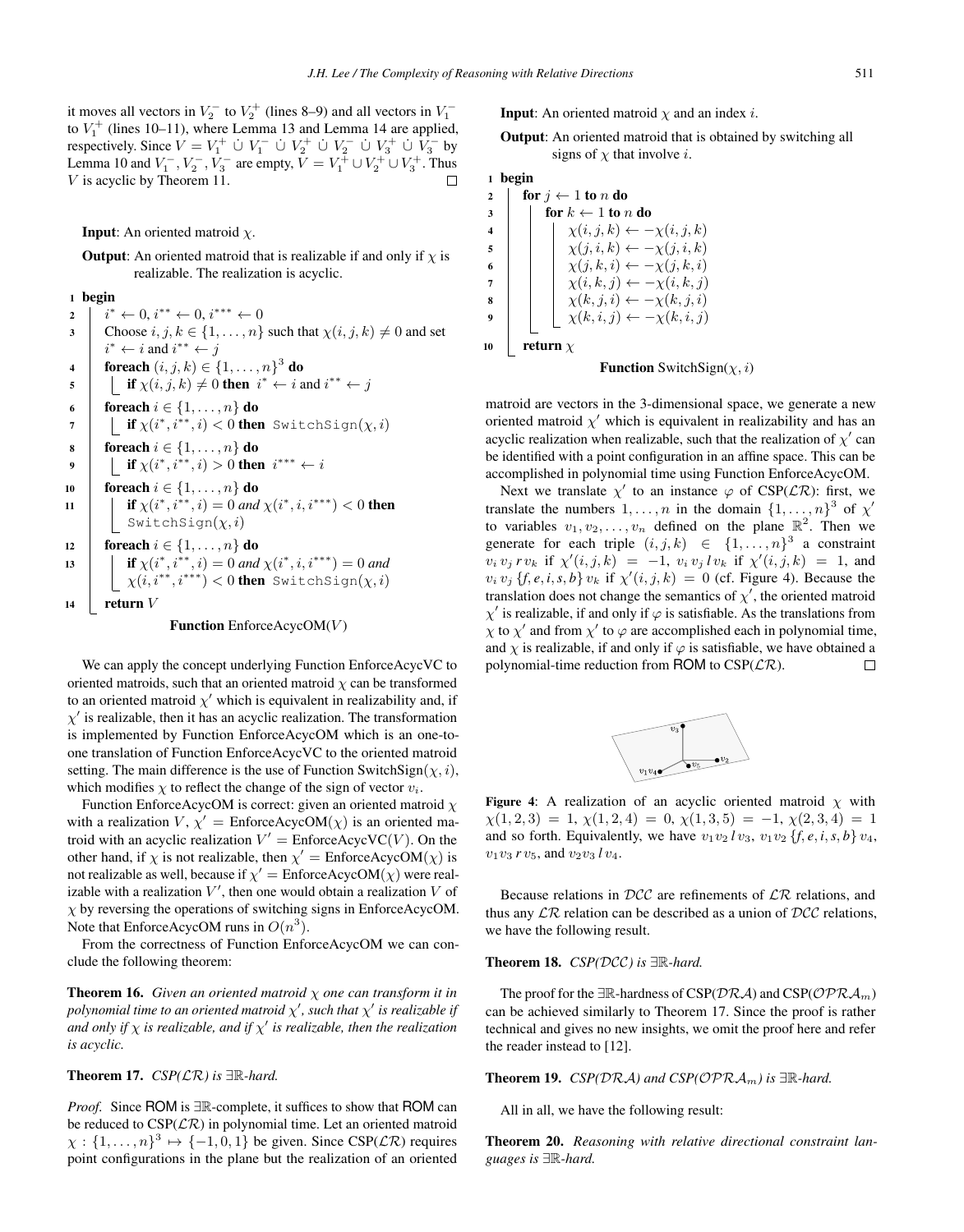it moves all vectors in $V_2^-$ to $V_2^+$ (lines 8–9) and all vectors in $V_1^-$ to $V_1^+$ (lines 10–11), where Lemma 13 and Lemma 14 are applied, respectively. Since $V = V_1^+ \dot\cup V_1^- \dot\cup V_2^+ \dot\cup V_2^- \dot\cup V_3^+ \dot\cup V_3^-$ by Lemma 10 and $V_1^-, V_2^-, V_3^-$ are empty, $V = V_1^+ \cup V_2^+ \cup V_3^+$. Thus $V$ is acyclic by Theorem 11. □

**Input**: An oriented matroid $\chi$.

**Output**: An oriented matroid that is realizable if and only if $\chi$ is realizable. The realization is acyclic.

```
1  begin
2      i* ← 0, i** ← 0, i*** ← 0
3      Choose i, j, k ∈ {1, ..., n} such that χ(i, j, k) ≠ 0 and set
       i* ← i and i** ← j
4      foreach (i, j, k) ∈ {1, ..., n}^3 do
5          if χ(i, j, k) ≠ 0 then i* ← i and i** ← j
6      foreach i ∈ {1, ..., n} do
7          if χ(i*, i**, i) < 0 then SwitchSign(χ, i)
8      foreach i ∈ {1, ..., n} do
9          if χ(i*, i**, i) > 0 then i*** ← i
10     foreach i ∈ {1, ..., n} do
11         if χ(i*, i**, i) = 0 and χ(i*, i, i***) < 0 then
           SwitchSign(χ, i)
12     foreach i ∈ {1, ..., n} do
13         if χ(i*, i**, i) = 0 and χ(i*, i, i***) = 0 and
           χ(i, i**, i***) < 0 then SwitchSign(χ, i)
14     return V
```

**Function** EnforceAcycOM($V$)

We can apply the concept underlying Function EnforceAcycVC to oriented matroids, such that an oriented matroid $\chi$ can be transformed to an oriented matroid $\chi'$ which is equivalent in realizability and, if $\chi'$ is realizable, then it has an acyclic realization. The transformation is implemented by Function EnforceAcycOM which is an one-to-one translation of Function EnforceAcycVC to the oriented matroid setting. The main difference is the use of Function SwitchSign($\chi, i$), which modifies $\chi$ to reflect the change of the sign of vector $v_i$.

Function EnforceAcycOM is correct: given an oriented matroid $\chi$ with a realization $V$, $\chi' = \text{EnforceAcycOM}(\chi)$ is an oriented matroid with an acyclic realization $V' = \text{EnforceAcycVC}(V)$. On the other hand, if $\chi$ is not realizable, then $\chi' = \text{EnforceAcycOM}(\chi)$ is not realizable as well, because if $\chi' = \text{EnforceAcycOM}(\chi)$ were realizable with a realization $V'$, then one would obtain a realization $V$ of $\chi$ by reversing the operations of switching signs in EnforceAcycOM. Note that EnforceAcycOM runs in $O(n^3)$.

From the correctness of Function EnforceAcycOM we can conclude the following theorem:

**Theorem 16.** *Given an oriented matroid $\chi$ one can transform it in polynomial time to an oriented matroid $\chi'$, such that $\chi'$ is realizable if and only if $\chi$ is realizable, and if $\chi'$ is realizable, then the realization is acyclic.*

**Theorem 17.** *CSP($\mathcal{LR}$) is $\exists\mathbb{R}$-hard.*

*Proof.* Since ROM is $\exists\mathbb{R}$-complete, it suffices to show that ROM can be reduced to CSP($\mathcal{LR}$) in polynomial time. Let an oriented matroid $\chi : \{1, \ldots, n\}^3 \mapsto \{-1, 0, 1\}$ be given. Since CSP($\mathcal{LR}$) requires point configurations in the plane but the realization of an oriented matroid are vectors in the 3-dimensional space, we generate a new oriented matroid $\chi'$ which is equivalent in realizability and has an acyclic realization when realizable, such that the realization of $\chi'$ can be identified with a point configuration in an affine space. This can be accomplished in polynomial time using Function EnforceAcycOM.

Next we translate $\chi'$ to an instance $\varphi$ of CSP($\mathcal{LR}$): first, we translate the numbers $1, \ldots, n$ in the domain $\{1, \ldots, n\}^3$ of $\chi'$ to variables $v_1, v_2, \ldots, v_n$ defined on the plane $\mathbb{R}^2$. Then we generate for each triple $(i, j, k) \in \{1, \ldots, n\}^3$ a constraint $v_i\, v_j\, r\, v_k$ if $\chi'(i, j, k) = -1$, $v_i\, v_j\, l\, v_k$ if $\chi'(i, j, k) = 1$, and $v_i\, v_j\, \{f, e, i, s, b\}\, v_k$ if $\chi'(i, j, k) = 0$ (cf. Figure 4). Because the translation does not change the semantics of $\chi'$, the oriented matroid $\chi'$ is realizable, if and only if $\varphi$ is satisfiable. As the translations from $\chi$ to $\chi'$ and from $\chi'$ to $\varphi$ are accomplished each in polynomial time, and $\chi$ is realizable, if and only if $\varphi$ is satisfiable, we have obtained a polynomial-time reduction from ROM to CSP($\mathcal{LR}$). □

**Input**: An oriented matroid $\chi$ and an index $i$.

**Output**: An oriented matroid that is obtained by switching all signs of $\chi$ that involve $i$.

```
1  begin
2      for j ← 1 to n do
3          for k ← 1 to n do
4              χ(i, j, k) ← −χ(i, j, k)
5              χ(j, i, k) ← −χ(j, i, k)
6              χ(j, k, i) ← −χ(j, k, i)
7              χ(i, k, j) ← −χ(i, k, j)
8              χ(k, j, i) ← −χ(k, j, i)
9              χ(k, i, j) ← −χ(k, i, j)
10     return χ
```

**Function** SwitchSign($\chi, i$)

**Figure 4**: A realization of an acyclic oriented matroid $\chi$ with $\chi(1,2,3) = 1$, $\chi(1,2,4) = 0$, $\chi(1,3,5) = -1$, $\chi(2,3,4) = 1$ and so forth. Equivalently, we have $v_1 v_2\, l\, v_3$, $v_1 v_2 \{f, e, i, s, b\}\, v_4$, $v_1 v_3\, r\, v_5$, and $v_2 v_3\, l\, v_4$.

Because relations in $\mathcal{DCC}$ are refinements of $\mathcal{LR}$ relations, and thus any $\mathcal{LR}$ relation can be described as a union of $\mathcal{DCC}$ relations, we have the following result.

**Theorem 18.** *CSP($\mathcal{DCC}$) is $\exists\mathbb{R}$-hard.*

The proof for the $\exists\mathbb{R}$-hardness of CSP($\mathcal{DRA}$) and CSP($\mathcal{OPRA}_m$) can be achieved similarly to Theorem 17. Since the proof is rather technical and gives no new insights, we omit the proof here and refer the reader instead to [12].

**Theorem 19.** *CSP($\mathcal{DRA}$) and CSP($\mathcal{OPRA}_m$) is $\exists\mathbb{R}$-hard.*

All in all, we have the following result:

**Theorem 20.** *Reasoning with relative directional constraint languages is $\exists\mathbb{R}$-hard.*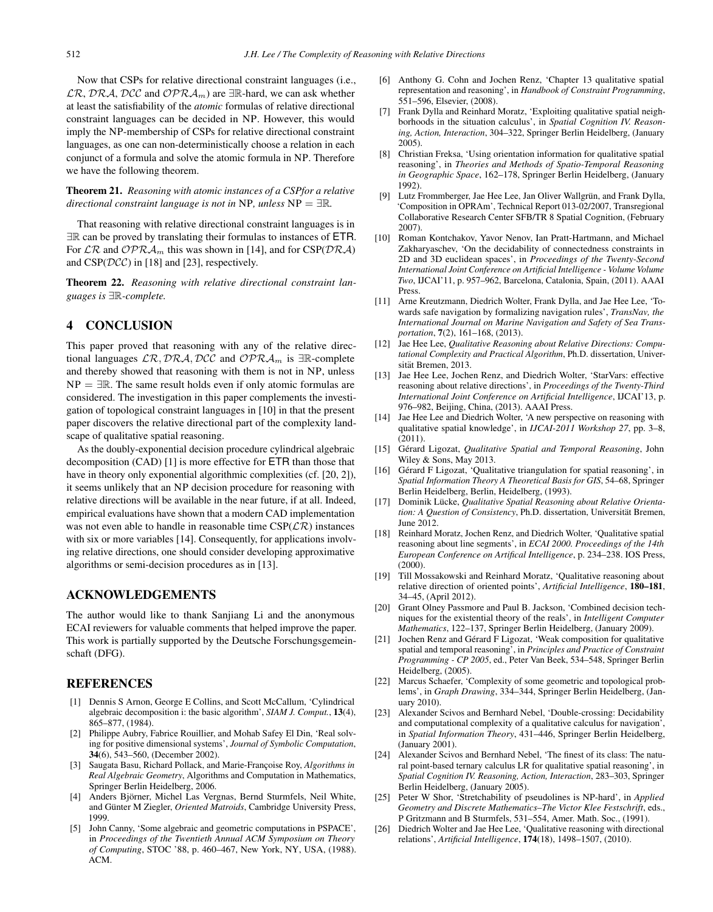Now that CSPs for relative directional constraint languages (i.e., $\mathcal{LR}, \mathcal{DRA}, \mathcal{DCC}$ and $\mathcal{OPRA}_m$) are $\exists\mathbb{R}$-hard, we can ask whether at least the satisfiability of the *atomic* formulas of relative directional constraint languages can be decided in NP. However, this would imply the NP-membership of CSPs for relative directional constraint languages, as one can non-deterministically choose a relation in each conjunct of a formula and solve the atomic formula in NP. Therefore we have the following theorem.

**Theorem 21.** *Reasoning with atomic instances of a CSPfor a relative directional constraint language is not in* NP*, unless* NP $= \exists\mathbb{R}$.

That reasoning with relative directional constraint languages is in $\exists\mathbb{R}$ can be proved by translating their formulas to instances of ETR. For $\mathcal{LR}$ and $\mathcal{OPRA}_m$ this was shown in [14], and for CSP($\mathcal{DRA}$) and CSP($\mathcal{DCC}$) in [18] and [23], respectively.

**Theorem 22.** *Reasoning with relative directional constraint languages is $\exists\mathbb{R}$-complete.*

## 4 CONCLUSION

This paper proved that reasoning with any of the relative directional languages $\mathcal{LR}, \mathcal{DRA}, \mathcal{DCC}$ and $\mathcal{OPRA}_m$ is $\exists\mathbb{R}$-complete and thereby showed that reasoning with them is not in NP, unless NP $= \exists\mathbb{R}$. The same result holds even if only atomic formulas are considered. The investigation in this paper complements the investigation of topological constraint languages in [10] in that the present paper discovers the relative directional part of the complexity landscape of qualitative spatial reasoning.

As the doubly-exponential decision procedure cylindrical algebraic decomposition (CAD) [1] is more effective for ETR than those that have in theory only exponential algorithmic complexities (cf. [20, 2]), it seems unlikely that an NP decision procedure for reasoning with relative directions will be available in the near future, if at all. Indeed, empirical evaluations have shown that a modern CAD implementation was not even able to handle in reasonable time CSP($\mathcal{LR}$) instances with six or more variables [14]. Consequently, for applications involving relative directions, one should consider developing approximative algorithms or semi-decision procedures as in [13].

## ACKNOWLEDGEMENTS

The author would like to thank Sanjiang Li and the anonymous ECAI reviewers for valuable comments that helped improve the paper. This work is partially supported by the Deutsche Forschungsgemeinschaft (DFG).

## REFERENCES

[1] Dennis S Arnon, George E Collins, and Scott McCallum, 'Cylindrical algebraic decomposition i: the basic algorithm', *SIAM J. Comput.*, **13**(4), 865–877, (1984).

[2] Philippe Aubry, Fabrice Rouillier, and Mohab Safey El Din, 'Real solving for positive dimensional systems', *Journal of Symbolic Computation*, **34**(6), 543–560, (December 2002).

[3] Saugata Basu, Richard Pollack, and Marie-Françoise Roy, *Algorithms in Real Algebraic Geometry*, Algorithms and Computation in Mathematics, Springer Berlin Heidelberg, 2006.

[4] Anders Björner, Michel Las Vergnas, Bernd Sturmfels, Neil White, and Günter M Ziegler, *Oriented Matroids*, Cambridge University Press, 1999.

[5] John Canny, 'Some algebraic and geometric computations in PSPACE', in *Proceedings of the Twentieth Annual ACM Symposium on Theory of Computing*, STOC '88, p. 460–467, New York, NY, USA, (1988). ACM.

[6] Anthony G. Cohn and Jochen Renz, 'Chapter 13 qualitative spatial representation and reasoning', in *Handbook of Constraint Programming*, 551–596, Elsevier, (2008).

[7] Frank Dylla and Reinhard Moratz, 'Exploiting qualitative spatial neighborhoods in the situation calculus', in *Spatial Cognition IV. Reasoning, Action, Interaction*, 304–322, Springer Berlin Heidelberg, (January 2005).

[8] Christian Freksa, 'Using orientation information for qualitative spatial reasoning', in *Theories and Methods of Spatio-Temporal Reasoning in Geographic Space*, 162–178, Springer Berlin Heidelberg, (January 1992).

[9] Lutz Frommberger, Jae Hee Lee, Jan Oliver Wallgrün, and Frank Dylla, 'Composition in OPRAm', Technical Report 013-02/2007, Transregional Collaborative Research Center SFB/TR 8 Spatial Cognition, (February 2007).

[10] Roman Kontchakov, Yavor Nenov, Ian Pratt-Hartmann, and Michael Zakharyaschev, 'On the decidability of connectedness constraints in 2D and 3D euclidean spaces', in *Proceedings of the Twenty-Second International Joint Conference on Artificial Intelligence - Volume Volume Two*, IJCAI'11, p. 957–962, Barcelona, Catalonia, Spain, (2011). AAAI Press.

[11] Arne Kreutzmann, Diedrich Wolter, Frank Dylla, and Jae Hee Lee, 'Towards safe navigation by formalizing navigation rules', *TransNav, the International Journal on Marine Navigation and Safety of Sea Transportation*, **7**(2), 161–168, (2013).

[12] Jae Hee Lee, *Qualitative Reasoning about Relative Directions: Computational Complexity and Practical Algorithm*, Ph.D. dissertation, Universität Bremen, 2013.

[13] Jae Hee Lee, Jochen Renz, and Diedrich Wolter, 'StarVars: effective reasoning about relative directions', in *Proceedings of the Twenty-Third International Joint Conference on Artificial Intelligence*, IJCAI'13, p. 976–982, Beijing, China, (2013). AAAI Press.

[14] Jae Hee Lee and Diedrich Wolter, 'A new perspective on reasoning with qualitative spatial knowledge', in *IJCAI-2011 Workshop 27*, pp. 3–8, (2011).

[15] Gérard Ligozat, *Qualitative Spatial and Temporal Reasoning*, John Wiley & Sons, May 2013.

[16] Gérard F Ligozat, 'Qualitative triangulation for spatial reasoning', in *Spatial Information Theory A Theoretical Basis for GIS*, 54–68, Springer Berlin Heidelberg, Berlin, Heidelberg, (1993).

[17] Dominik Lücke, *Qualitative Spatial Reasoning about Relative Orientation: A Question of Consistency*, Ph.D. dissertation, Universität Bremen, June 2012.

[18] Reinhard Moratz, Jochen Renz, and Diedrich Wolter, 'Qualitative spatial reasoning about line segments', in *ECAI 2000. Proceedings of the 14th European Conference on Artifical Intelligence*, p. 234–238. IOS Press, (2000).

[19] Till Mossakowski and Reinhard Moratz, 'Qualitative reasoning about relative direction of oriented points', *Artificial Intelligence*, **180–181**, 34–45, (April 2012).

[20] Grant Olney Passmore and Paul B. Jackson, 'Combined decision techniques for the existential theory of the reals', in *Intelligent Computer Mathematics*, 122–137, Springer Berlin Heidelberg, (January 2009).

[21] Jochen Renz and Gérard F Ligozat, 'Weak composition for qualitative spatial and temporal reasoning', in *Principles and Practice of Constraint Programming - CP 2005*, ed., Peter Van Beek, 534–548, Springer Berlin Heidelberg, (2005).

[22] Marcus Schaefer, 'Complexity of some geometric and topological problems', in *Graph Drawing*, 334–344, Springer Berlin Heidelberg, (January 2010).

[23] Alexander Scivos and Bernhard Nebel, 'Double-crossing: Decidability and computational complexity of a qualitative calculus for navigation', in *Spatial Information Theory*, 431–446, Springer Berlin Heidelberg, (January 2001).

[24] Alexander Scivos and Bernhard Nebel, 'The finest of its class: The natural point-based ternary calculus LR for qualitative spatial reasoning', in *Spatial Cognition IV. Reasoning, Action, Interaction*, 283–303, Springer Berlin Heidelberg, (January 2005).

[25] Peter W Shor, 'Stretchability of pseudolines is NP-hard', in *Applied Geometry and Discrete Mathematics–The Victor Klee Festschrift*, eds., P Gritzmann and B Sturmfels, 531–554, Amer. Math. Soc., (1991).

[26] Diedrich Wolter and Jae Hee Lee, 'Qualitative reasoning with directional relations', *Artificial Intelligence*, **174**(18), 1498–1507, (2010).